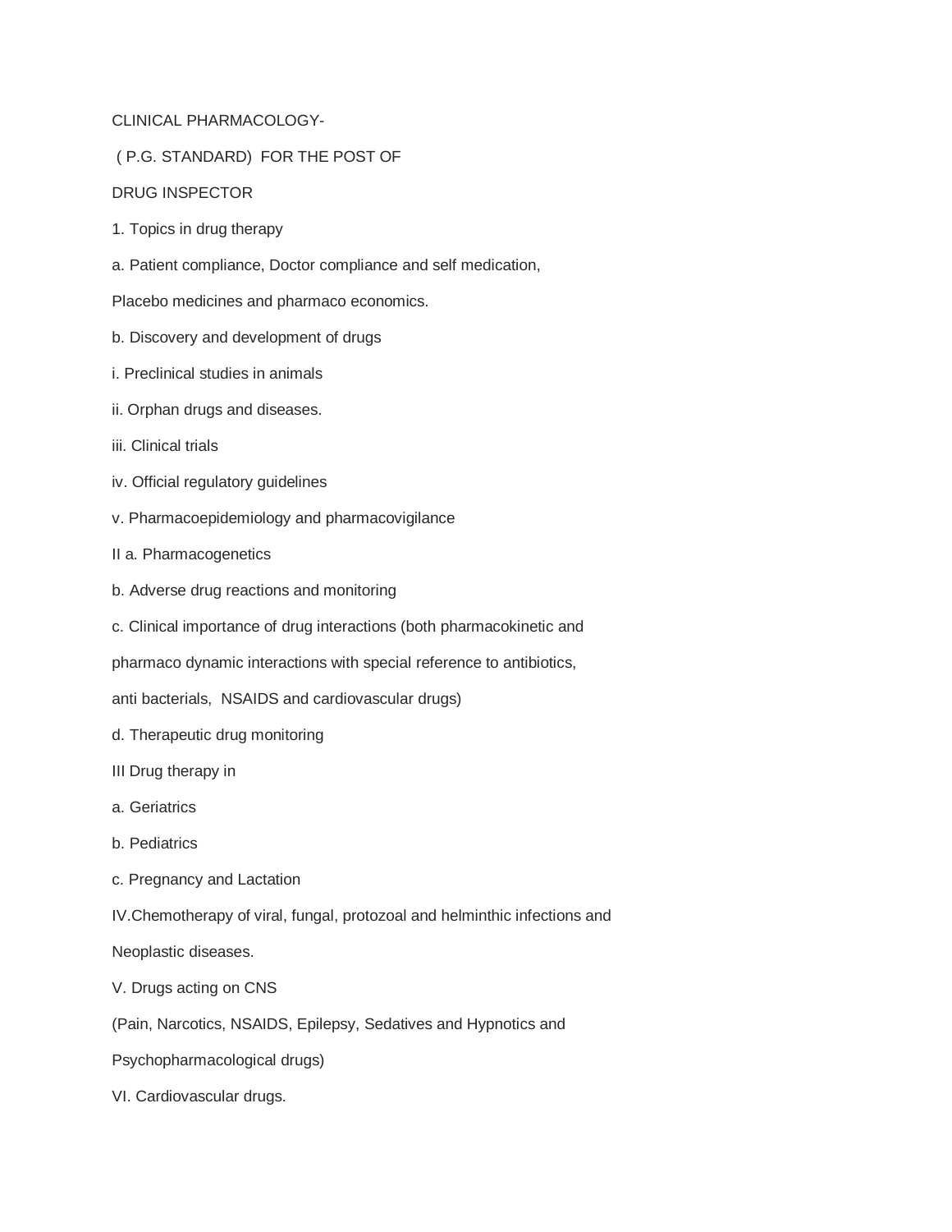# CLINICAL PHARMACOLOGY-

## ( P.G. STANDARD) FOR THE POST OF

## DRUG INSPECTOR

1. Topics in drug therapy

a. Patient compliance, Doctor compliance and self medication,

Placebo medicines and pharmaco economics.

b. Discovery and development of drugs

i. Preclinical studies in animals

ii. Orphan drugs and diseases.

iii. Clinical trials

iv. Official regulatory guidelines

v. Pharmacoepidemiology and pharmacovigilance

II a. Pharmacogenetics

b. Adverse drug reactions and monitoring

c. Clinical importance of drug interactions (both pharmacokinetic and

pharmaco dynamic interactions with special reference to antibiotics,

anti bacterials, NSAIDS and cardiovascular drugs)

d. Therapeutic drug monitoring

III Drug therapy in

a. Geriatrics

b. Pediatrics

c. Pregnancy and Lactation

IV.Chemotherapy of viral, fungal, protozoal and helminthic infections and

Neoplastic diseases.

V. Drugs acting on CNS

(Pain, Narcotics, NSAIDS, Epilepsy, Sedatives and Hypnotics and

Psychopharmacological drugs)

VI. Cardiovascular drugs.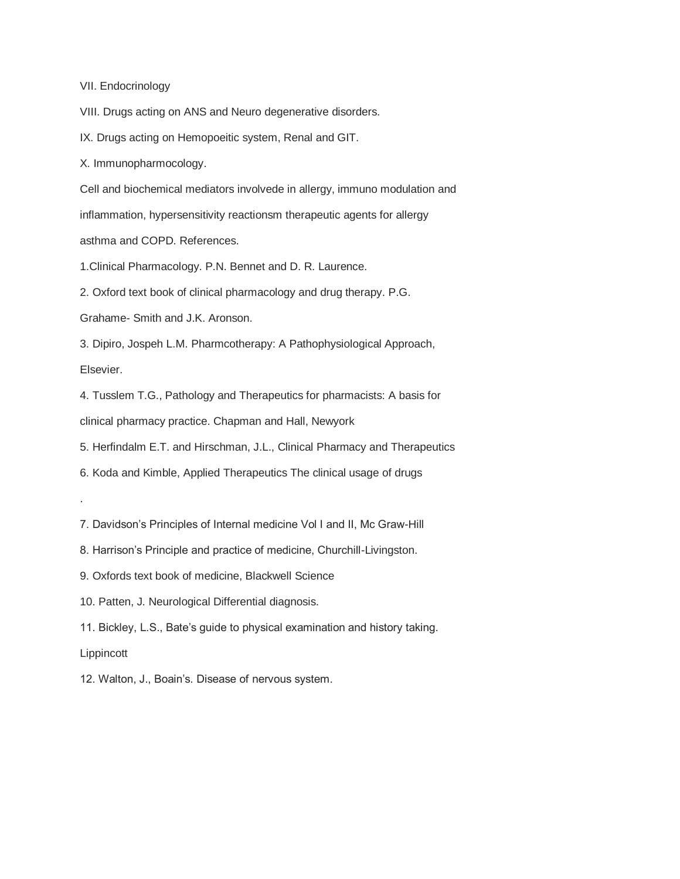VII. Endocrinology

VIII. Drugs acting on ANS and Neuro degenerative disorders.

IX. Drugs acting on Hemopoeitic system, Renal and GIT.

X. Immunopharmocology.

Cell and biochemical mediators involvede in allergy, immuno modulation and inflammation, hypersensitivity reactionsm therapeutic agents for allergy asthma and COPD. References.

1.Clinical Pharmacology. P.N. Bennet and D. R. Laurence.

2. Oxford text book of clinical pharmacology and drug therapy. P.G. Grahame- Smith and J.K. Aronson.

3. Dipiro, Jospeh L.M. Pharmcotherapy: A Pathophysiological Approach, Elsevier.

4. Tusslem T.G., Pathology and Therapeutics for pharmacists: A basis for clinical pharmacy practice. Chapman and Hall, Newyork

5. Herfindalm E.T. and Hirschman, J.L., Clinical Pharmacy and Therapeutics

6. Koda and Kimble, Applied Therapeutics The clinical usage of drugs

.

7. Davidson's Principles of Internal medicine Vol I and II, Mc Graw-Hill

8. Harrison's Principle and practice of medicine, Churchill-Livingston.

9. Oxfords text book of medicine, Blackwell Science

10. Patten, J. Neurological Differential diagnosis.

11. Bickley, L.S., Bate's guide to physical examination and history taking. Lippincott

12. Walton, J., Boain's. Disease of nervous system.